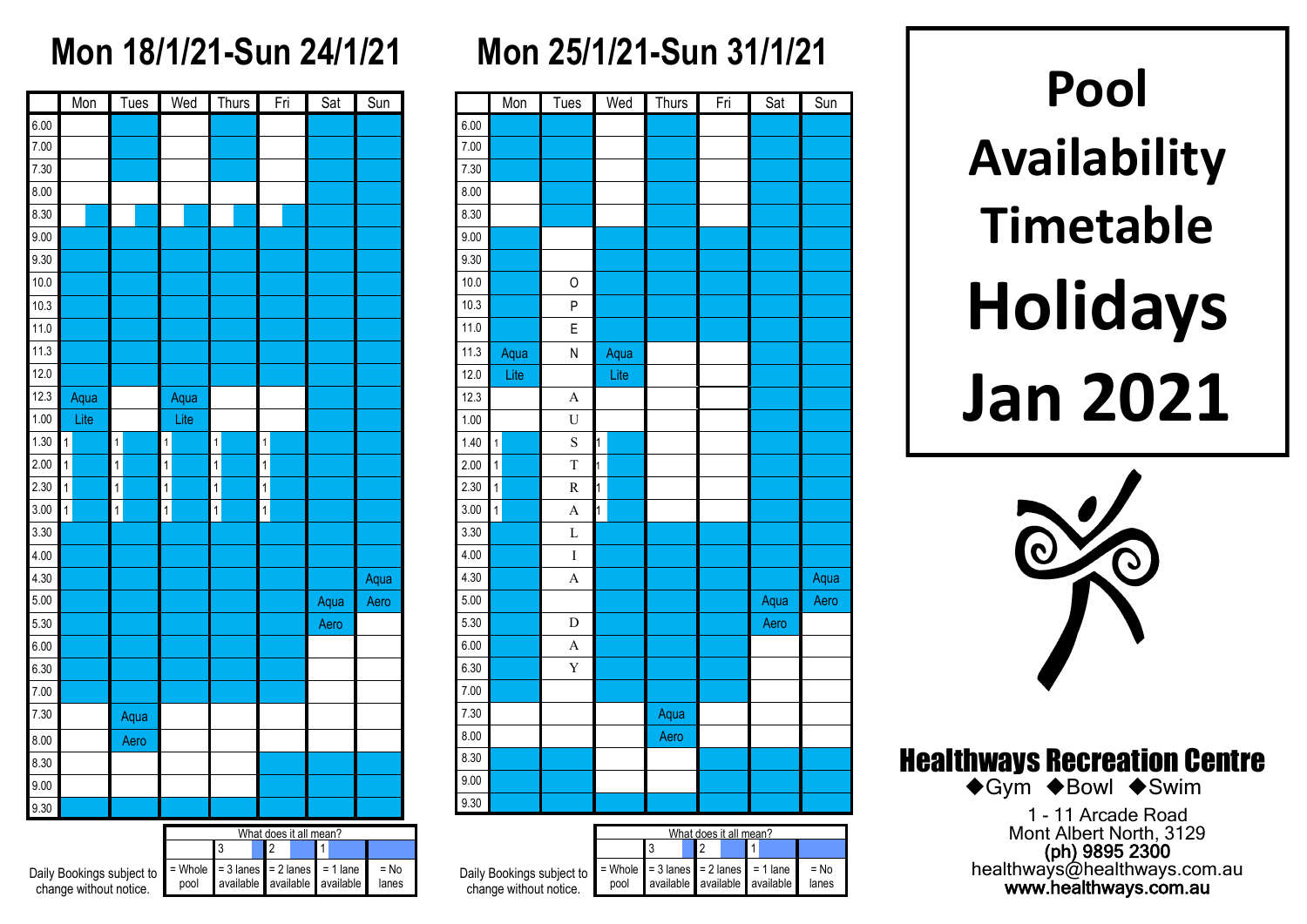# Pool Availability Timetable Holidays Jan 2021

## Mon 18/1/21-Sun 24/1/21

| | Mon | Tues | Wed | Thurs | Fri | Sat | Sun |
|---|---|---|---|---|---|---|---|
| 6.00 | | | | | | | |
| 7.00 | | | | | | | |
| 7.30 | | | | | | | |
| 8.00 | | | | | | | |
| 8.30 | | | | | | | |
| 9.00 | | | | | | | |
| 9.30 | | | | | | | |
| 10.0 | | | | | | | |
| 10.3 | | | | | | | |
| 11.0 | | | | | | | |
| 11.3 | | | | | | | |
| 12.0 | | | | | | | |
| 12.3 | Aqua | | Aqua | | | | |
| 1.00 | Lite | | Lite | | | | |
| 1.30 | 1 | 1 | 1 | 1 | 1 | | |
| 2.00 | 1 | 1 | 1 | 1 | 1 | | |
| 2.30 | 1 | 1 | 1 | 1 | 1 | | |
| 3.00 | 1 | 1 | 1 | 1 | 1 | | |
| 3.30 | | | | | | | |
| 4.00 | | | | | | | |
| 4.30 | | | | | | | Aqua |
| 5.00 | | | | | | Aqua | Aero |
| 5.30 | | | | | | Aero | |
| 6.00 | | | | | | | |
| 6.30 | | | | | | | |
| 7.00 | | | | | | | |
| 7.30 | | Aqua | | | | | |
| 8.00 | | Aero | | | | | |
| 8.30 | | | | | | | |
| 9.00 | | | | | | | |
| 9.30 | | | | | | | |

Daily Bookings subject to change without notice.

| What does it all mean? | | | | |
|---|---|---|---|---|
| | 3 | 2 | 1 | |
| = Whole pool | = 3 lanes available | = 2 lanes available | = 1 lane available | = No lanes |

## Mon 25/1/21-Sun 31/1/21

| | Mon | Tues | Wed | Thurs | Fri | Sat | Sun |
|---|---|---|---|---|---|---|---|
| 6.00 | | | | | | | |
| 7.00 | | | | | | | |
| 7.30 | | | | | | | |
| 8.00 | | | | | | | |
| 8.30 | | | | | | | |
| 9.00 | | | | | | | |
| 9.30 | | | | | | | |
| 10.0 | | O | | | | | |
| 10.3 | | P | | | | | |
| 11.0 | | E | | | | | |
| 11.3 | Aqua | N | Aqua | | | | |
| 12.0 | Lite | | Lite | | | | |
| 12.3 | | A | | | | | |
| 1.00 | | U | | | | | |
| 1.40 | 1 | S | 1 | | | | |
| 2.00 | 1 | T | 1 | | | | |
| 2.30 | 1 | R | 1 | | | | |
| 3.00 | 1 | A | 1 | | | | |
| 3.30 | | L | | | | | |
| 4.00 | | I | | | | | |
| 4.30 | | A | | | | | Aqua |
| 5.00 | | | | | | Aqua | Aero |
| 5.30 | | D | | | | Aero | |
| 6.00 | | A | | | | | |
| 6.30 | | Y | | | | | |
| 7.00 | | | | | | | |
| 7.30 | | | | Aqua | | | |
| 8.00 | | | | Aero | | | |
| 8.30 | | | | | | | |
| 9.00 | | | | | | | |
| 9.30 | | | | | | | |

Daily Bookings subject to change without notice.

| What does it all mean? | | | | |
|---|---|---|---|---|
| | 3 | 2 | 1 | |
| = Whole pool | = 3 lanes available | = 2 lanes available | = 1 lane available | = No lanes |

**Healthways Recreation Centre**

◆Gym ◆Bowl ◆Swim

1 - 11 Arcade Road
Mont Albert North, 3129
**(ph) 9895 2300**
healthways@healthways.com.au
**www.healthways.com.au**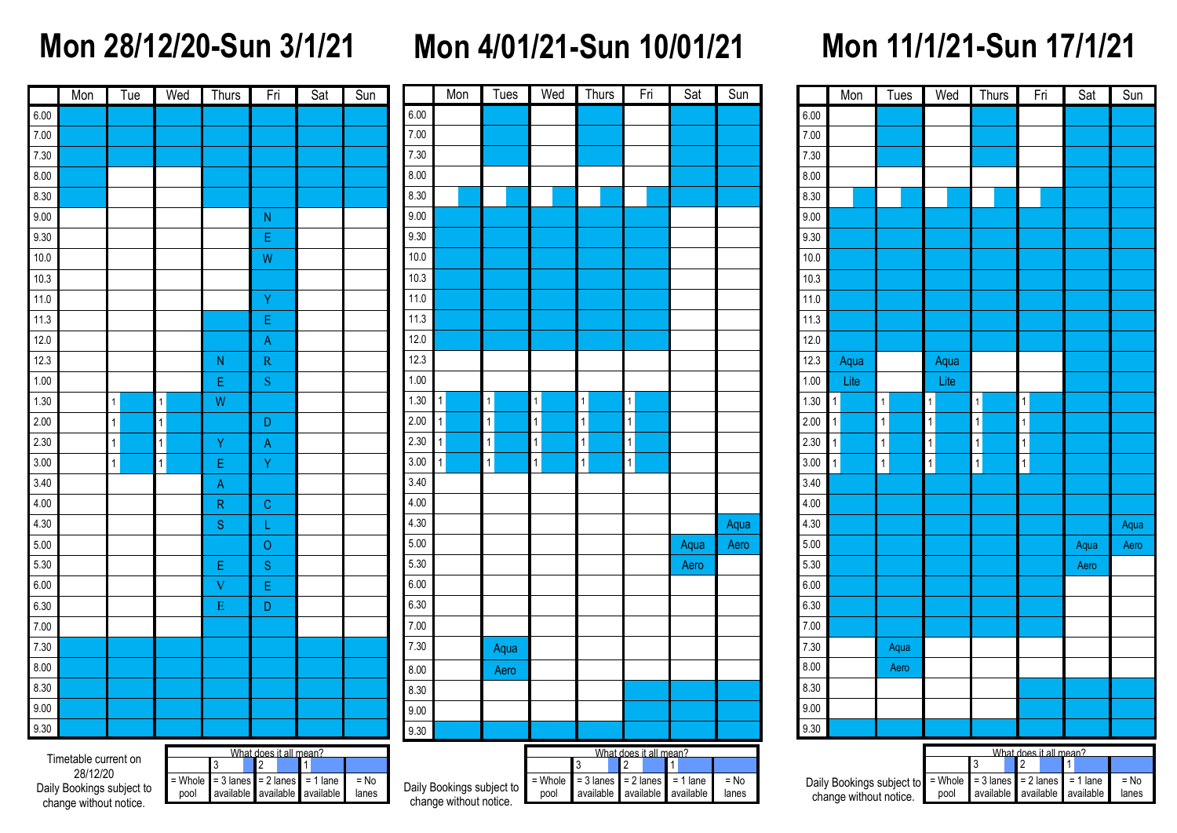# Mon 28/12/20-Sun 3/1/21

| | Mon | Tue | Wed | Thurs | Fri | Sat | Sun |
|---|---|---|---|---|---|---|---|
| 6.00 | | | | | | | |
| 7.00 | | | | | | | |
| 7.30 | | | | | | | |
| 8.00 | | | | | | | |
| 8.30 | | | | | | | |
| 9.00 | | | | | N | | |
| 9.30 | | | | | E | | |
| 10.0 | | | | | W | | |
| 10.3 | | | | | | | |
| 11.0 | | | | | Y | | |
| 11.3 | | | | | E | | |
| 12.0 | | | | | A | | |
| 12.3 | | | | N | R | | |
| 1.00 | | | | E | S | | |
| 1.30 | | 1 | 1 | W | | | |
| 2.00 | | 1 | 1 | | D | | |
| 2.30 | | 1 | 1 | Y | A | | |
| 3.00 | | 1 | 1 | E | Y | | |
| 3.40 | | | | A | | | |
| 4.00 | | | | R | C | | |
| 4.30 | | | | S | L | | |
| 5.00 | | | | | O | | |
| 5.30 | | | | E | S | | |
| 6.00 | | | | V | E | | |
| 6.30 | | | | E | D | | |
| 7.00 | | | | | | | |
| 7.30 | | | | | | | |
| 8.00 | | | | | | | |
| 8.30 | | | | | | | |
| 9.00 | | | | | | | |
| 9.30 | | | | | | | |

Timetable current on 28/12/20
Daily Bookings subject to change without notice.

| What does it all mean? | | | | |
|---|---|---|---|---|
| | 3 | 2 | 1 | |
| = Whole pool | = 3 lanes available | = 2 lanes available | = 1 lane available | = No lanes |

# Mon 4/01/21-Sun 10/01/21

| | Mon | Tues | Wed | Thurs | Fri | Sat | Sun |
|---|---|---|---|---|---|---|---|
| 6.00 | | | | | | | |
| 7.00 | | | | | | | |
| 7.30 | | | | | | | |
| 8.00 | | | | | | | |
| 8.30 | | | | | | | |
| 9.00 | | | | | | | |
| 9.30 | | | | | | | |
| 10.0 | | | | | | | |
| 10.3 | | | | | | | |
| 11.0 | | | | | | | |
| 11.3 | | | | | | | |
| 12.0 | | | | | | | |
| 12.3 | | | | | | | |
| 1.00 | | | | | | | |
| 1.30 | 1 | 1 | 1 | 1 | 1 | | |
| 2.00 | 1 | 1 | 1 | 1 | 1 | | |
| 2.30 | 1 | 1 | 1 | 1 | 1 | | |
| 3.00 | 1 | 1 | 1 | 1 | 1 | | |
| 3.40 | | | | | | | |
| 4.00 | | | | | | | |
| 4.30 | | | | | | | Aqua |
| 5.00 | | | | | | Aqua | Aero |
| 5.30 | | | | | | Aero | |
| 6.00 | | | | | | | |
| 6.30 | | | | | | | |
| 7.00 | | | | | | | |
| 7.30 | | Aqua | | | | | |
| 8.00 | | Aero | | | | | |
| 8.30 | | | | | | | |
| 9.00 | | | | | | | |
| 9.30 | | | | | | | |

Daily Bookings subject to change without notice.

| What does it all mean? | | | | |
|---|---|---|---|---|
| | 3 | 2 | 1 | |
| = Whole pool | = 3 lanes available | = 2 lanes available | = 1 lane available | = No lanes |

# Mon 11/1/21-Sun 17/1/21

| | Mon | Tues | Wed | Thurs | Fri | Sat | Sun |
|---|---|---|---|---|---|---|---|
| 6.00 | | | | | | | |
| 7.00 | | | | | | | |
| 7.30 | | | | | | | |
| 8.00 | | | | | | | |
| 8.30 | | | | | | | |
| 9.00 | | | | | | | |
| 9.30 | | | | | | | |
| 10.0 | | | | | | | |
| 10.3 | | | | | | | |
| 11.0 | | | | | | | |
| 11.3 | | | | | | | |
| 12.0 | | | | | | | |
| 12.3 | Aqua | | Aqua | | | | |
| 1.00 | Lite | | Lite | | | | |
| 1.30 | 1 | 1 | 1 | 1 | 1 | | |
| 2.00 | 1 | 1 | 1 | 1 | 1 | | |
| 2.30 | 1 | 1 | 1 | 1 | 1 | | |
| 3.00 | 1 | 1 | 1 | 1 | 1 | | |
| 3.40 | | | | | | | |
| 4.00 | | | | | | | |
| 4.30 | | | | | | | Aqua |
| 5.00 | | | | | | Aqua | Aero |
| 5.30 | | | | | | Aero | |
| 6.00 | | | | | | | |
| 6.30 | | | | | | | |
| 7.00 | | | | | | | |
| 7.30 | | Aqua | | | | | |
| 8.00 | | Aero | | | | | |
| 8.30 | | | | | | | |
| 9.00 | | | | | | | |
| 9.30 | | | | | | | |

Daily Bookings subject to change without notice.

| What does it all mean? | | | | |
|---|---|---|---|---|
| | 3 | 2 | 1 | |
| = Whole pool | = 3 lanes available | = 2 lanes available | = 1 lane available | = No lanes |